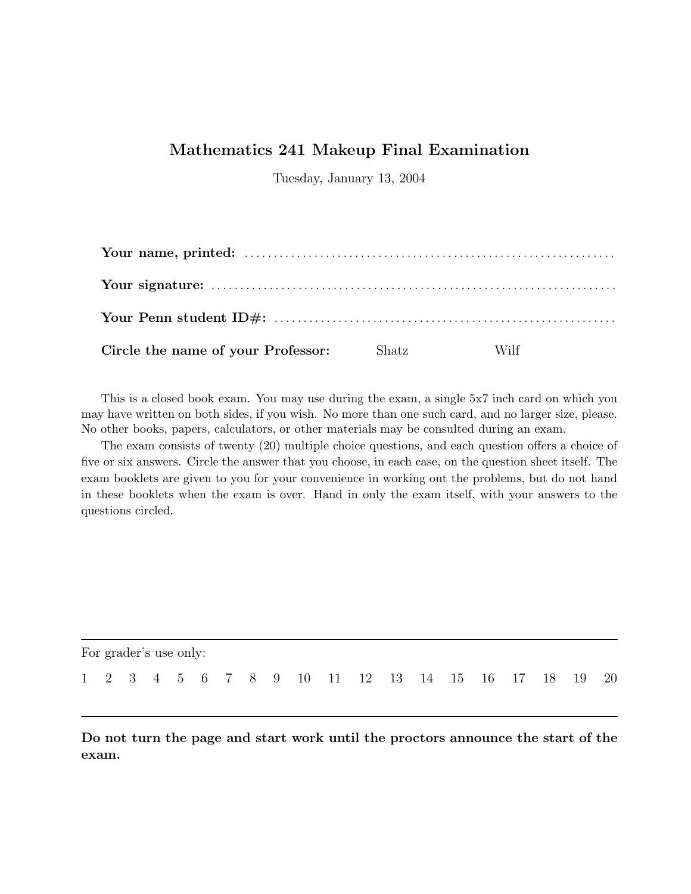# Mathematics 241 Makeup Final Examination

Tuesday, January 13, 2004

**Your name, printed:** ................................................................

**Your signature:** ................................................................

**Your Penn student ID#:** ................................................................

**Circle the name of your Professor:** Shatz Wilf

This is a closed book exam. You may use during the exam, a single 5x7 inch card on which you may have written on both sides, if you wish. No more than one such card, and no larger size, please. No other books, papers, calculators, or other materials may be consulted during an exam.

The exam consists of twenty (20) multiple choice questions, and each question offers a choice of five or six answers. Circle the answer that you choose, in each case, on the question sheet itself. The exam booklets are given to you for your convenience in working out the problems, but do not hand in these booklets when the exam is over. Hand in only the exam itself, with your answers to the questions circled.

---

For grader's use only:

1 2 3 4 5 6 7 8 9 10 11 12 13 14 15 16 17 18 19 20

---

**Do not turn the page and start work until the proctors announce the start of the exam.**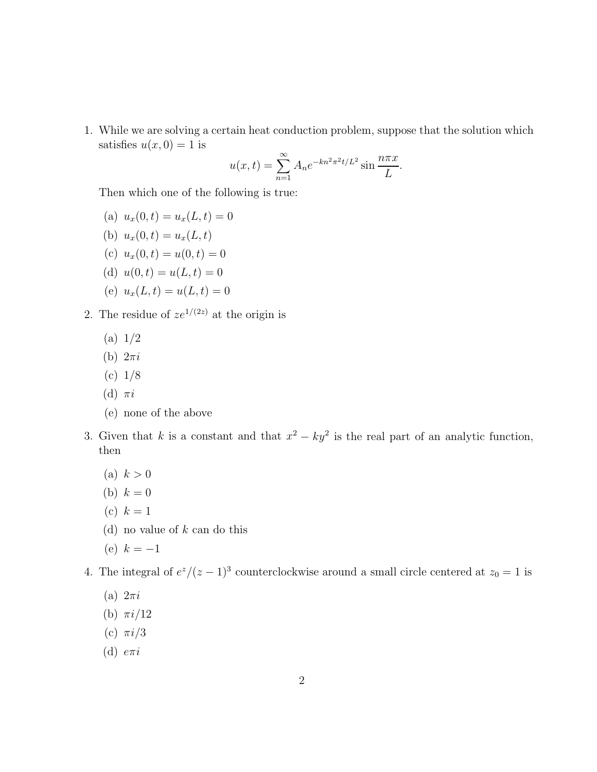1. While we are solving a certain heat conduction problem, suppose that the solution which satisfies $u(x,0) = 1$ is
$$u(x,t) = \sum_{n=1}^{\infty} A_n e^{-kn^2\pi^2 t/L^2} \sin \frac{n\pi x}{L}.$$
Then which one of the following is true:
   (a) $u_x(0,t) = u_x(L,t) = 0$
   (b) $u_x(0,t) = u_x(L,t)$
   (c) $u_x(0,t) = u(0,t) = 0$
   (d) $u(0,t) = u(L,t) = 0$
   (e) $u_x(L,t) = u(L,t) = 0$

2. The residue of $ze^{1/(2z)}$ at the origin is
   (a) $1/2$
   (b) $2\pi i$
   (c) $1/8$
   (d) $\pi i$
   (e) none of the above

3. Given that $k$ is a constant and that $x^2 - ky^2$ is the real part of an analytic function, then
   (a) $k > 0$
   (b) $k = 0$
   (c) $k = 1$
   (d) no value of $k$ can do this
   (e) $k = -1$

4. The integral of $e^z/(z-1)^3$ counterclockwise around a small circle centered at $z_0 = 1$ is
   (a) $2\pi i$
   (b) $\pi i/12$
   (c) $\pi i/3$
   (d) $e\pi i$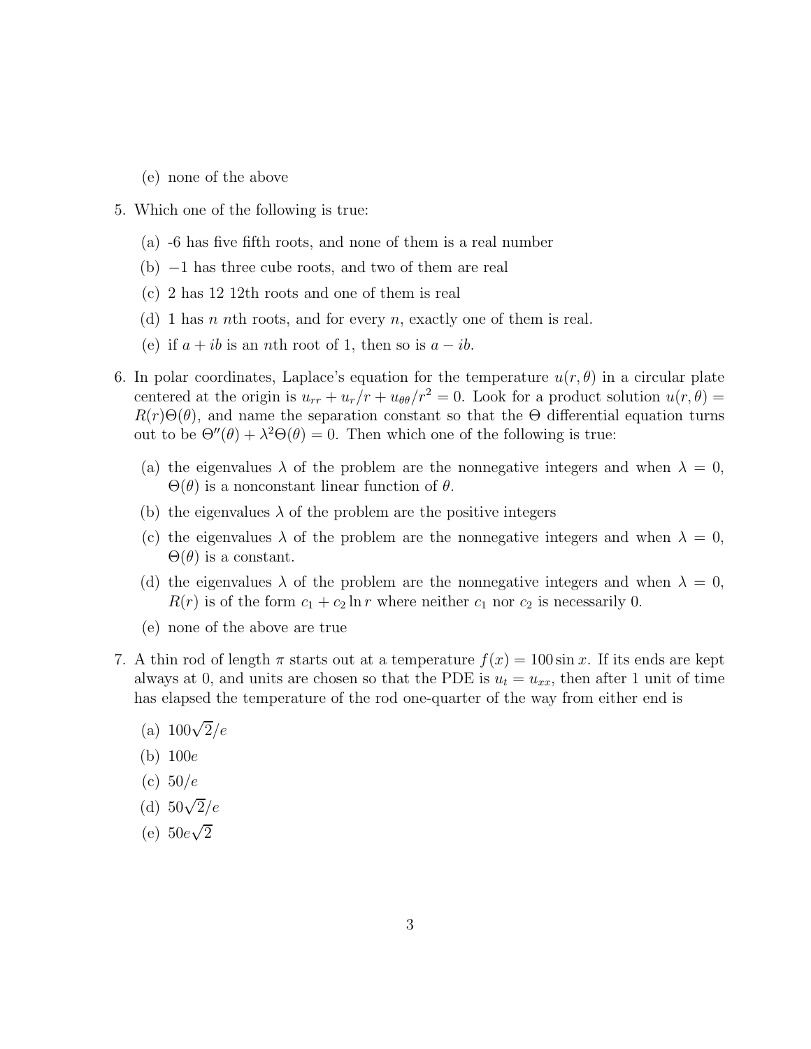(e) none of the above

5. Which one of the following is true:

   (a) -6 has five fifth roots, and none of them is a real number

   (b) $-1$ has three cube roots, and two of them are real

   (c) 2 has 12 12th roots and one of them is real

   (d) 1 has $n$ $n$th roots, and for every $n$, exactly one of them is real.

   (e) if $a + ib$ is an $n$th root of 1, then so is $a - ib$.

6. In polar coordinates, Laplace's equation for the temperature $u(r, \theta)$ in a circular plate centered at the origin is $u_{rr} + u_r/r + u_{\theta\theta}/r^2 = 0$. Look for a product solution $u(r, \theta) = R(r)\Theta(\theta)$, and name the separation constant so that the $\Theta$ differential equation turns out to be $\Theta''(\theta) + \lambda^2\Theta(\theta) = 0$. Then which one of the following is true:

   (a) the eigenvalues $\lambda$ of the problem are the nonnegative integers and when $\lambda = 0$, $\Theta(\theta)$ is a nonconstant linear function of $\theta$.

   (b) the eigenvalues $\lambda$ of the problem are the positive integers

   (c) the eigenvalues $\lambda$ of the problem are the nonnegative integers and when $\lambda = 0$, $\Theta(\theta)$ is a constant.

   (d) the eigenvalues $\lambda$ of the problem are the nonnegative integers and when $\lambda = 0$, $R(r)$ is of the form $c_1 + c_2 \ln r$ where neither $c_1$ nor $c_2$ is necessarily 0.

   (e) none of the above are true

7. A thin rod of length $\pi$ starts out at a temperature $f(x) = 100 \sin x$. If its ends are kept always at 0, and units are chosen so that the PDE is $u_t = u_{xx}$, then after 1 unit of time has elapsed the temperature of the rod one-quarter of the way from either end is

   (a) $100\sqrt{2}/e$

   (b) $100e$

   (c) $50/e$

   (d) $50\sqrt{2}/e$

   (e) $50e\sqrt{2}$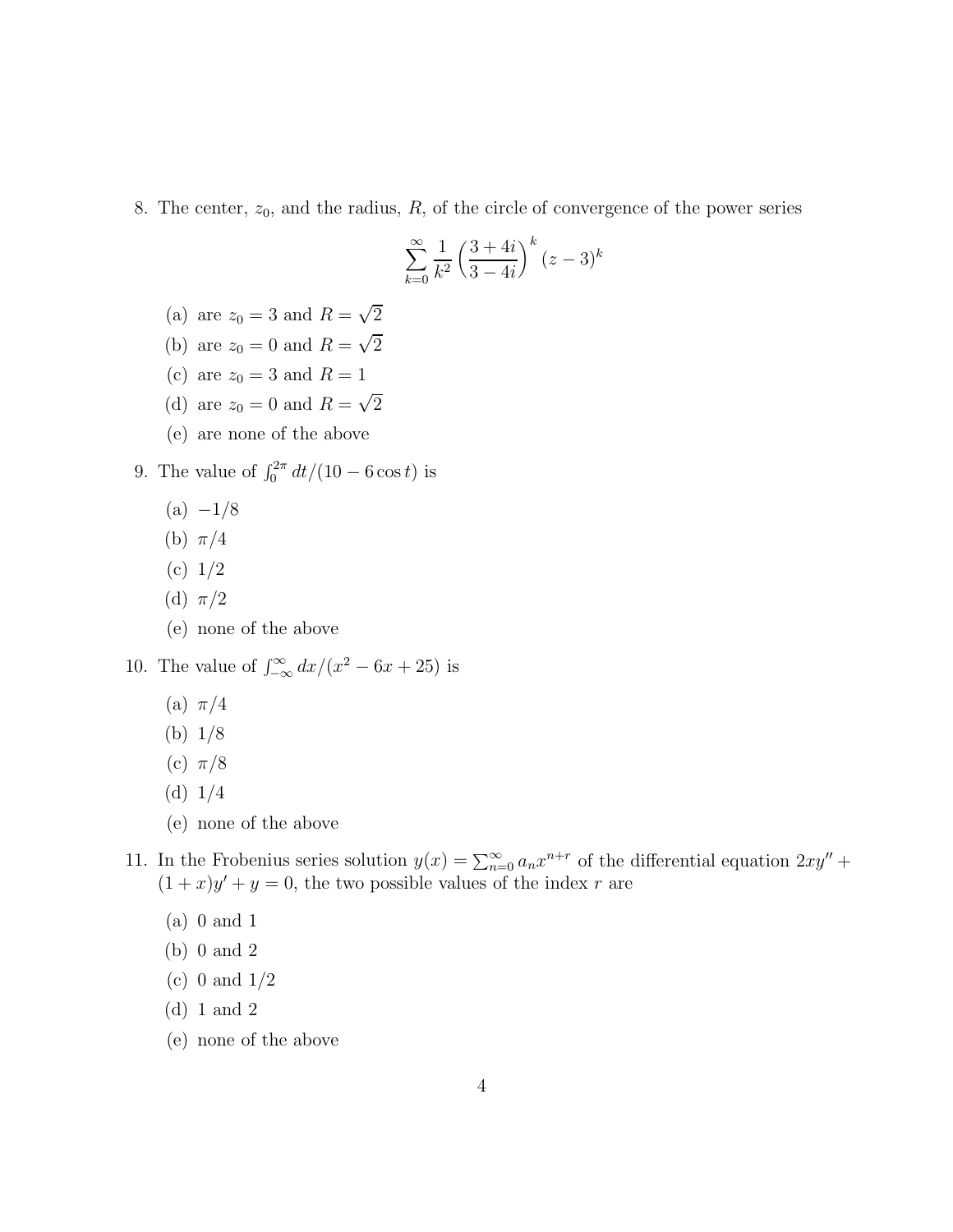8. The center, $z_0$, and the radius, $R$, of the circle of convergence of the power series

$$\sum_{k=0}^{\infty} \frac{1}{k^2} \left( \frac{3+4i}{3-4i} \right)^k (z-3)^k$$

   (a) are $z_0 = 3$ and $R = \sqrt{2}$
   (b) are $z_0 = 0$ and $R = \sqrt{2}$
   (c) are $z_0 = 3$ and $R = 1$
   (d) are $z_0 = 0$ and $R = \sqrt{2}$
   (e) are none of the above

9. The value of $\int_0^{2\pi} dt/(10 - 6\cos t)$ is

   (a) $-1/8$
   (b) $\pi/4$
   (c) $1/2$
   (d) $\pi/2$
   (e) none of the above

10. The value of $\int_{-\infty}^{\infty} dx/(x^2 - 6x + 25)$ is

   (a) $\pi/4$
   (b) $1/8$
   (c) $\pi/8$
   (d) $1/4$
   (e) none of the above

11. In the Frobenius series solution $y(x) = \sum_{n=0}^{\infty} a_n x^{n+r}$ of the differential equation $2xy'' + (1+x)y' + y = 0$, the two possible values of the index $r$ are

   (a) 0 and 1
   (b) 0 and 2
   (c) 0 and 1/2
   (d) 1 and 2
   (e) none of the above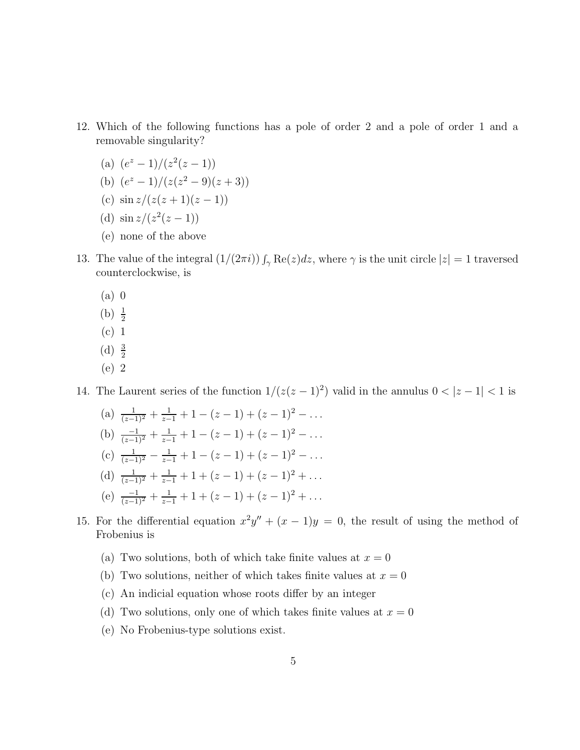12. Which of the following functions has a pole of order 2 and a pole of order 1 and a removable singularity?

    (a) $(e^z - 1)/(z^2(z-1))$

    (b) $(e^z - 1)/(z(z^2 - 9)(z+3))$

    (c) $\sin z/(z(z+1)(z-1))$

    (d) $\sin z/(z^2(z-1))$

    (e) none of the above

13. The value of the integral $(1/(2\pi i)) \int_\gamma \text{Re}(z) dz$, where $\gamma$ is the unit circle $|z| = 1$ traversed counterclockwise, is

    (a) 0

    (b) $\frac{1}{2}$

    (c) 1

    (d) $\frac{3}{2}$

    (e) 2

14. The Laurent series of the function $1/(z(z-1)^2)$ valid in the annulus $0 < |z-1| < 1$ is

    (a) $\frac{1}{(z-1)^2} + \frac{1}{z-1} + 1 - (z-1) + (z-1)^2 - \ldots$

    (b) $\frac{-1}{(z-1)^2} + \frac{1}{z-1} + 1 - (z-1) + (z-1)^2 - \ldots$

    (c) $\frac{1}{(z-1)^2} - \frac{1}{z-1} + 1 - (z-1) + (z-1)^2 - \ldots$

    (d) $\frac{1}{(z-1)^2} + \frac{1}{z-1} + 1 + (z-1) + (z-1)^2 + \ldots$

    (e) $\frac{-1}{(z-1)^2} + \frac{1}{z-1} + 1 + (z-1) + (z-1)^2 + \ldots$

15. For the differential equation $x^2 y'' + (x-1)y = 0$, the result of using the method of Frobenius is

    (a) Two solutions, both of which take finite values at $x = 0$

    (b) Two solutions, neither of which takes finite values at $x = 0$

    (c) An indicial equation whose roots differ by an integer

    (d) Two solutions, only one of which takes finite values at $x = 0$

    (e) No Frobenius-type solutions exist.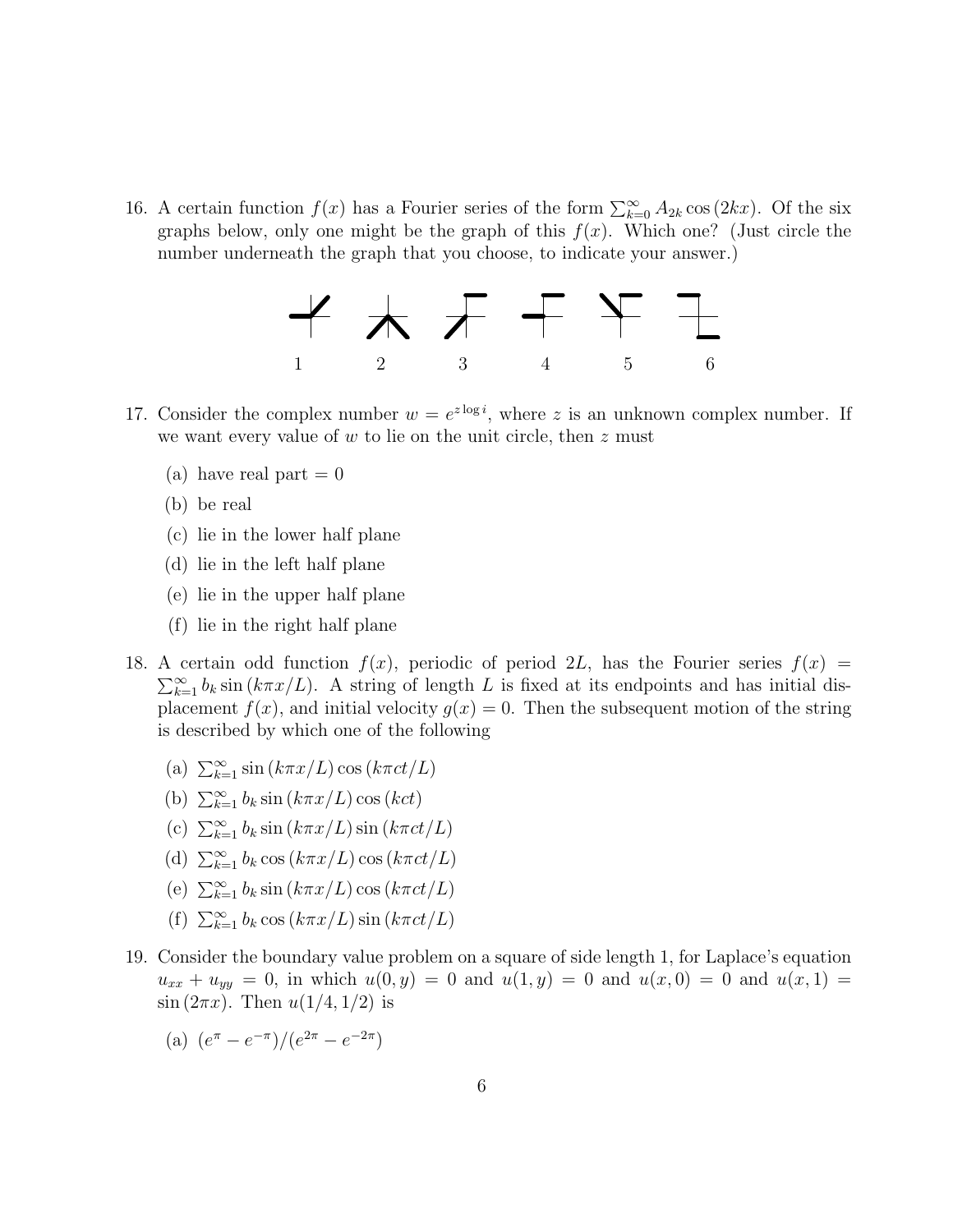16. A certain function $f(x)$ has a Fourier series of the form $\sum_{k=0}^{\infty} A_{2k} \cos(2kx)$. Of the six graphs below, only one might be the graph of this $f(x)$. Which one? (Just circle the number underneath the graph that you choose, to indicate your answer.)

   1 2 3 4 5 6

17. Consider the complex number $w = e^{z \log i}$, where $z$ is an unknown complex number. If we want every value of $w$ to lie on the unit circle, then $z$ must

   (a) have real part $= 0$

   (b) be real

   (c) lie in the lower half plane

   (d) lie in the left half plane

   (e) lie in the upper half plane

   (f) lie in the right half plane

18. A certain odd function $f(x)$, periodic of period $2L$, has the Fourier series $f(x) = \sum_{k=1}^{\infty} b_k \sin(k\pi x/L)$. A string of length $L$ is fixed at its endpoints and has initial displacement $f(x)$, and initial velocity $g(x) = 0$. Then the subsequent motion of the string is described by which one of the following

   (a) $\sum_{k=1}^{\infty} \sin(k\pi x/L) \cos(k\pi ct/L)$

   (b) $\sum_{k=1}^{\infty} b_k \sin(k\pi x/L) \cos(kct)$

   (c) $\sum_{k=1}^{\infty} b_k \sin(k\pi x/L) \sin(k\pi ct/L)$

   (d) $\sum_{k=1}^{\infty} b_k \cos(k\pi x/L) \cos(k\pi ct/L)$

   (e) $\sum_{k=1}^{\infty} b_k \sin(k\pi x/L) \cos(k\pi ct/L)$

   (f) $\sum_{k=1}^{\infty} b_k \cos(k\pi x/L) \sin(k\pi ct/L)$

19. Consider the boundary value problem on a square of side length 1, for Laplace's equation $u_{xx} + u_{yy} = 0$, in which $u(0, y) = 0$ and $u(1, y) = 0$ and $u(x, 0) = 0$ and $u(x, 1) = \sin(2\pi x)$. Then $u(1/4, 1/2)$ is

   (a) $(e^{\pi} - e^{-\pi})/(e^{2\pi} - e^{-2\pi})$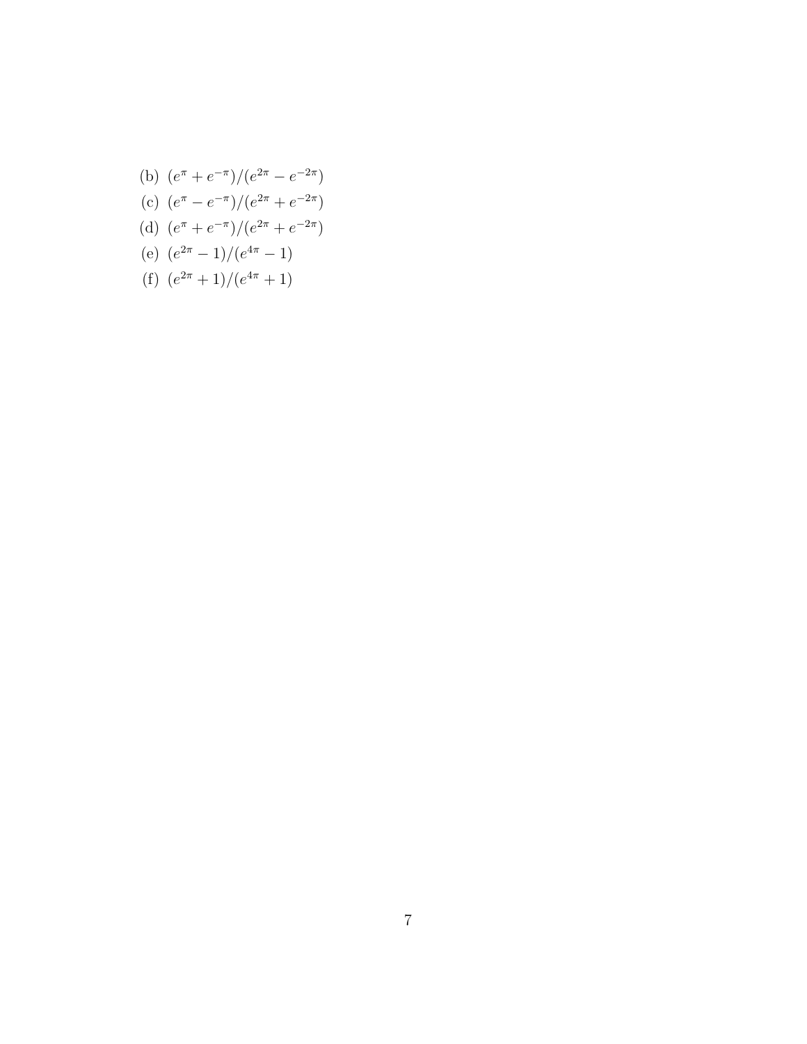(b) $(e^{\pi} + e^{-\pi})/(e^{2\pi} - e^{-2\pi})$

(c) $(e^{\pi} - e^{-\pi})/(e^{2\pi} + e^{-2\pi})$

(d) $(e^{\pi} + e^{-\pi})/(e^{2\pi} + e^{-2\pi})$

(e) $(e^{2\pi} - 1)/(e^{4\pi} - 1)$

(f) $(e^{2\pi} + 1)/(e^{4\pi} + 1)$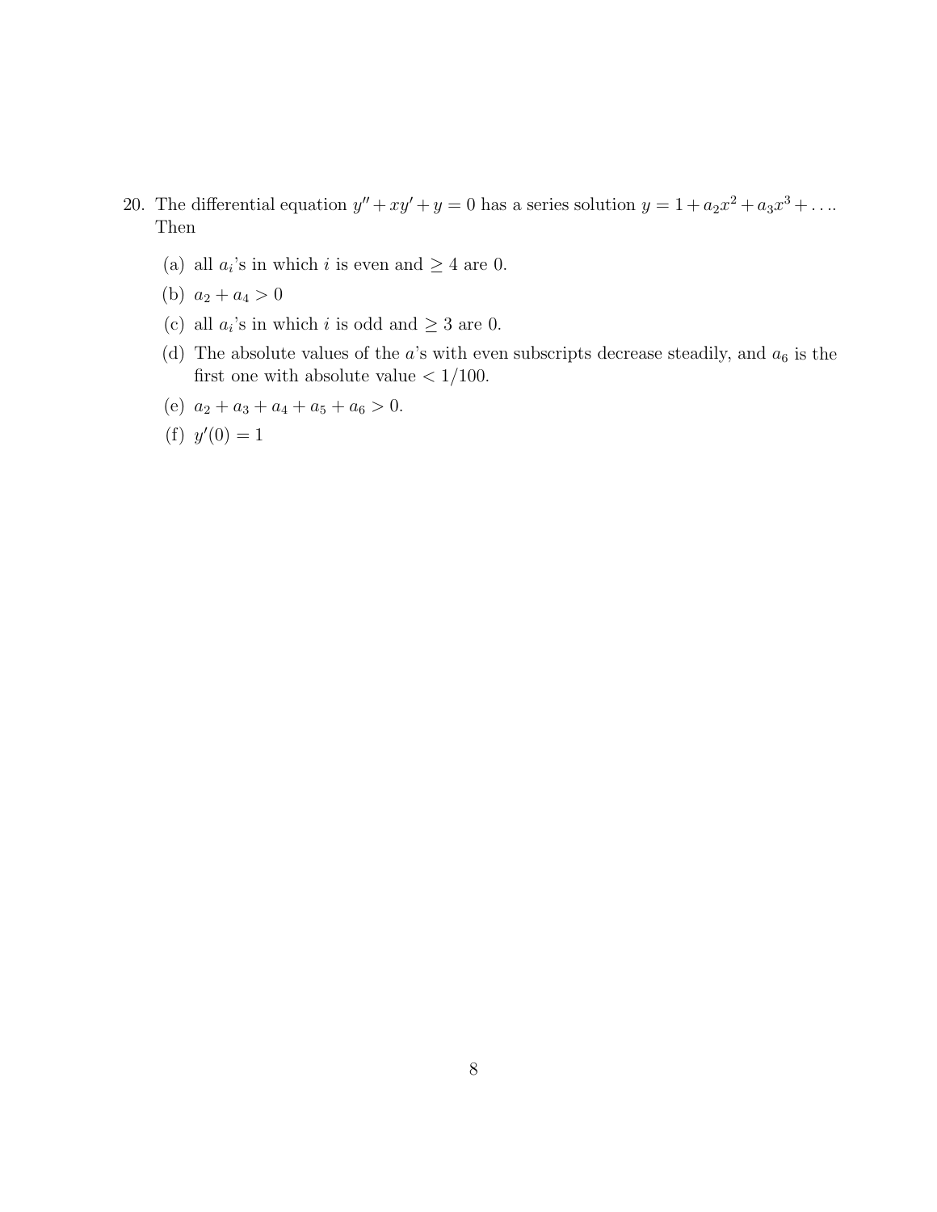20. The differential equation $y'' + xy' + y = 0$ has a series solution $y = 1 + a_2x^2 + a_3x^3 + \ldots$. Then

   (a) all $a_i$'s in which $i$ is even and $\geq 4$ are 0.

   (b) $a_2 + a_4 > 0$

   (c) all $a_i$'s in which $i$ is odd and $\geq 3$ are 0.

   (d) The absolute values of the $a$'s with even subscripts decrease steadily, and $a_6$ is the first one with absolute value $< 1/100$.

   (e) $a_2 + a_3 + a_4 + a_5 + a_6 > 0$.

   (f) $y'(0) = 1$